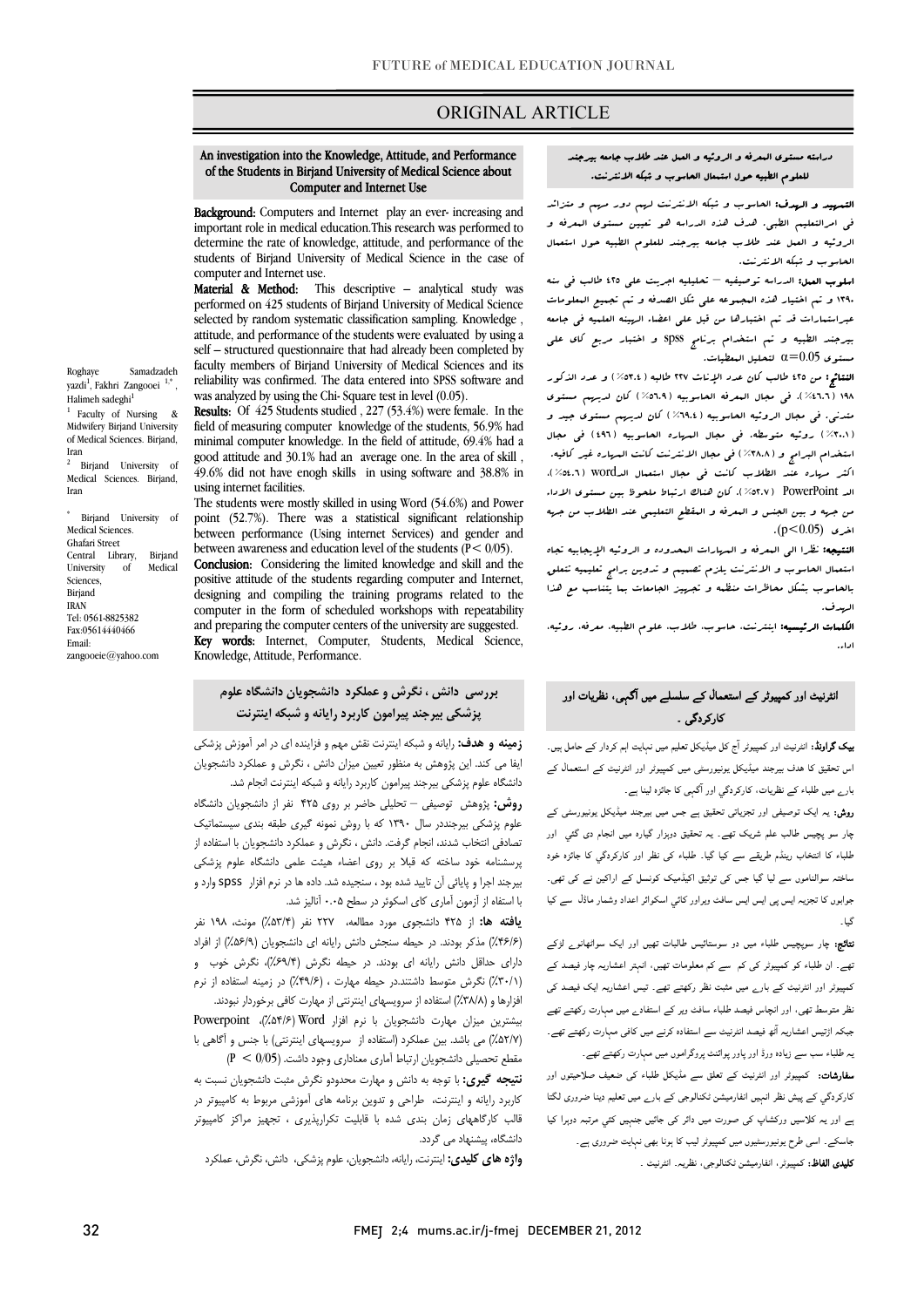ORIGINAL ARTICLE

# An investigation into the Knowledge, Attitude, and Performance of the Students in Birjand University of Medical Science about Computer and Internet Use

Roghaye Samadzadeh yazdi[1], Fakhri Zangooei [1,*], Halimeh sadeghi[1]

[1] Faculty of Nursing & Midwifery Birjand University of Medical Sciences. Birjand, Iran

[2] Birjand University of Medical Sciences. Birjand, Iran

[*] Birjand University of Medical Sciences. Ghafari Street Central Library, Birjand University of Medical Sciences, Birjand IRAN Tel: 0561-8825382 Fax:05614440466 Email: zangooeie@yahoo.com

**Background:** Computers and Internet play an ever- increasing and important role in medical education.This research was performed to determine the rate of knowledge, attitude, and performance of the students of Birjand University of Medical Science in the case of computer and Internet use.

**Material & Method:** This descriptive – analytical study was performed on 425 students of Birjand University of Medical Science selected by random systematic classification sampling. Knowledge , attitude, and performance of the students were evaluated by using a self – structured questionnaire that had already been completed by faculty members of Birjand University of Medical Sciences and its reliability was confirmed. The data entered into SPSS software and was analyzed by using the Chi- Square test in level (0.05).

**Results:** Of 425 Students studied , 227 (53.4%) were female. In the field of measuring computer knowledge of the students, 56.9% had minimal computer knowledge. In the field of attitude, 69.4% had a good attitude and 30.1% had an average one. In the area of skill , 49.6% did not have enogh skills in using software and 38.8% in using internet facilities.

The students were mostly skilled in using Word (54.6%) and Power point (52.7%). There was a statistical significant relationship between performance (Using internet Services) and gender and between awareness and education level of the students ($P< 0/05$).

**Conclusion:** Considering the limited knowledge and skill and the positive attitude of the students regarding computer and Internet, designing and compiling the training programs related to the computer in the form of scheduled workshops with repeatability and preparing the computer centers of the university are suggested.

**Key words:** Internet, Computer, Students, Medical Science, Knowledge, Attitude, Performance.

## دراسه مستوى المعرفه و الرؤيه و العمل عند طلاب جامعه بيرجند للعلوم الطبيه حول استعمال الحاسوب و شبكه الانترنت.

**التمهيد و الهدف:** الحاسوب و شبكه الانترنت لهم دور مهم و متزائد في امرالتعليم الطبي. هدف هذه الدراسه هو تعيين مستوى المعرفه و الرؤيه و العمل عند طلاب جامعه بيرجند للعلوم الطبيه حول استعمال الحاسوب و شبكه الانترنت.

**اسلوب العمل:** الدراسه توصيفيه – تحليليه اجريت على ٤٢٥ طالب في سنه ١٣٩٠ و تم اختيار هذه المجموعه على شكل الصدفه و تم تجميع المعلومات عبراستمارات قد تم اختبارها من قبل على اعضاء الهيئه العلميه في جامعه بيرجند الطبيه و تم استخدام برنامج spss و اختبار مربع كاي على مستوى $\alpha=0.05$ لتحليل المعطيات.

**النتائج:** من ٤٢٥ طالب كان عدد الإناث ٢٢٧ طالبه (٥٣.٤٪) و عدد الذكور ١٩٨ (٤٦.٦٪). في مجال المعرفه الحاسوبيه (٥٦.٩٪) كان لديهم مستوى متدني. في مجال الرؤيه الحاسوبيه (٦٩.٤٪) كان لديهم مستوى جيد و (٣٠.١٪) رؤيه متوسطه. في مجال المهاره الحاسوبيه (٤٩٪) في مجال استخدام البرامج و (٣٨.٨٪) في مجال الانترنت كانت المهاره غير كافيه. اكثر مهاره عند الطلاب كانت في مجال استعمال الـword (٥٤.٦٪)، الـ PowerPoint (٥٢.٧٪). كان هناك ارتباط ملحوظ بين مستوى الاداء من جهه و بين الجنس و المعرفه و المقطع التعليمي عند الطلاب من جهه اخرى ($p<0.05$).

**النتيجه:** نظرا الى المعرفه و المهارات المحدوده و الرؤيه الإيجابيه تجاه استعمال الحاسوب و الانترنت يلزم تصميم و تدوين برامج تعليميه تتعلق بالحاسوب بشكل محاضرات منظمه و تجهيز الجامعات بما يتناسب مع هذا الهدف.

**الكلمات الرئيسيه:** اينترنت، حاسوب، طلاب، علوم الطبيه، معرفه، رؤيه، اداء.

## بررسی دانش ، نگرش و عملکرد دانشجویان دانشگاه علوم پزشکی بیرجند پیرامون کاربرد رایانه و شبکه اینترنت

**زمینه و هدف:** رایانه و شبکه اینترنت نقش مهم و فزاینده ای در امر آموزش پزشکی ایفا می کند. این پژوهش به منظور تعیین میزان دانش ، نگرش و عملکرد دانشجویان دانشگاه علوم پزشکی بیرجند پیرامون کاربرد رایانه و شبکه اینترنت انجام شد.

**روش:** پژوهش توصیفی – تحلیلی حاضر بر روی ۴۲۵ نفر از دانشجویان دانشگاه علوم پزشکی بیرجنددر سال ۱۳۹۰ که با روش نمونه گیری طبقه بندی سیستماتیک تصادفی انتخاب شدند، انجام گرفت. دانش ، نگرش و عملکرد دانشجویان با استفاده از پرسشنامه خود ساخته که قبلا بر روی اعضاء هیئت علمی دانشگاه علوم پزشکی بیرجند اجرا و پایائی آن تایید شده بود ، سنجیده شد. داده ها در نرم افزار spss وارد و با استفاده از آزمون آماری کای اسکوئر در سطح ۰.۰۵ آنالیز شد.

**یافته ها:** از ۴۲۵ دانشجوی مورد مطالعه، ۲۲۷ نفر (۵۳/۴٪) مونث، ۱۹۸ نفر (۴۶/۶٪) مذکر بودند. در حیطه سنجش دانش رایانه ای دانشجویان (۵۶/۹٪) از افراد دارای حداقل دانش رایانه ای بودند. در حیطه نگرش (۶۹/۴٪)، نگرش خوب و (۳۰/۱٪) نگرش متوسط داشتند.در حیطه مهارت ، (۴۹/۶٪) در زمینه استفاده از نرم افزارها و (۳۸/۸٪) استفاده از سرویسهای اینترنتی از مهارت کافی برخوردار نبودند. بیشترین میزان مهارت دانشجویان با نرم افزار Word (۵۴/۶٪)، Powerpoint (۵۲/۷٪) می باشد. بین عملکرد (استفاده از سرویسهای اینترنتی) با جنس و آگاهی با مقطع تحصیلی دانشجویان ارتباط آماری معناداری وجود داشت. ($P < 0/05$)

**نتیجه گیری:** با توجه به دانش و مهارت محدودو نگرش مثبت دانشجویان نسبت به کاربرد رایانه و اینترنت، طراحی و تدوین برنامه های آموزشی مربوط به کامپیوتر در قالب کارگاههای زمان بندی شده با قابلیت تکرارپذیری ، تجهیز مراکز کامپیوتر دانشگاه، پیشنهاد می گردد.

**واژه های کلیدی:** اینترنت، رایانه، دانشجویان، علوم پزشکی، دانش، نگرش، عملکرد

## انٹرنیٹ اور کمپیوٹر کے استعمال کے سلسلے میں آگہی، نظریات اور کارکردگی ۔

**بیک گراونڈ:** انٹرنیٹ اور کمپیوٹر آج کل میڈیکل تعلیم میں نہایت اہم کردار کے حامل ہیں۔ اس تحقیق کا ھدف بیرجند میڈیکل یونیورسٹی میں کمپیوٹر اور انٹرنیٹ کے استعمال کے بارے میں طلباء کے نظریات، کارکردگی اور آگہی کا جائزہ لینا ہے۔

**روش:** یہ ایک توصیفی اور تجزیاتی تحقیق ہے جس میں بیرجند میڈیکل یونیورسٹی کے چار سو پچیس طالب علم شریک تھے۔ یہ تحقیق دوہزار گیارہ میں انجام دی گئي اور طلباء کا انتخاب رینڈم طریقے سے کیا گیا۔ طلباء کی نظر اور کارکردگي کا جائزہ خود ساختہ سوالناموں سے لیا گیا جس کی توثیق اکیڈمیک کونسل کے اراکین نے کی تھی۔ جوابوں کا تجزیہ ایس پی ایس ایس سافٹ ویراور کائي اسکوائر اعداد وشمار ماڈل سے کیا گیا۔

**نتائج:** چار سوپچیس طلباء میں دو سوستائیس طالبات تھیں اور ایک سواٹھانوے لڑکے تھے۔ ان طلباء کو کمپیوٹر کی کم سے کم معلومات تھیں، انہتر اعشاریہ چار فیصد کے کمپیوٹر اور انٹرنیٹ کے بارے میں مثبت نظر رکھتے تھے۔ تیس اعشاریہ ایک فیصد کی نظر متوسط تھی، اور انچاس فیصد طلباء سافٹ ویر کے استفادے میں مہارت رکھتے تھے جبکہ اڑتیس اعشاریہ آٹھ فیصد انٹرنیٹ سے استفادہ کرنے میں کافی مہارت رکھتے تھے۔ یہ طلباء سب سے زیادہ ورڈ اور پاور پوائنٹ پروگراموں میں مہارت رکھتے تھے۔

**سفارشات:** کمپیوٹر اور انٹرنیٹ کے تعلق سے مڈیکل طلباء کی ضعیف صلاحیتوں اور کارکردگي کے پیش نظر انہیں انفارمیشن ٹکنالوجی کے بارے میں تعلیم دینا ضروری لگتا ہے اور یہ کلاسیں ورکشاپ کی صورت میں دائر کی جائیں جنہیں کئي مرتبہ دوہرا کیا جاسکے۔ اسی طرح یونیورسٹیوں میں کمپیوٹر لیب کا ہونا بھی نہایت ضروری ہے۔

**کلیدی الفاظ:** کمپیوٹر، انفارمیشن ٹکنالوجی، نظریہ۔ انٹرنیٹ ۔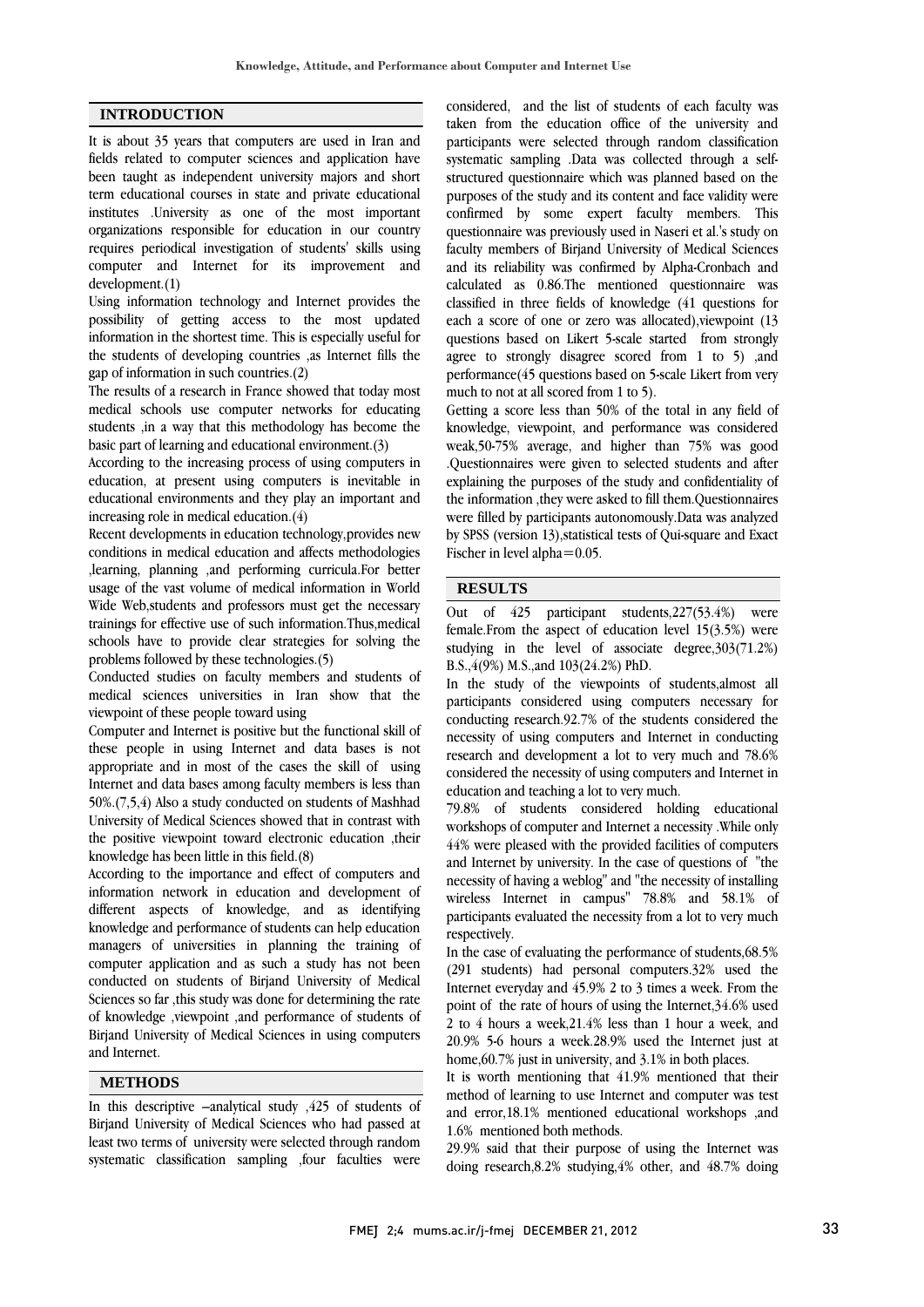## INTRODUCTION

It is about 35 years that computers are used in Iran and fields related to computer sciences and application have been taught as independent university majors and short term educational courses in state and private educational institutes .University as one of the most important organizations responsible for education in our country requires periodical investigation of students' skills using computer and Internet for its improvement and development.(1)

Using information technology and Internet provides the possibility of getting access to the most updated information in the shortest time. This is especially useful for the students of developing countries ,as Internet fills the gap of information in such countries.(2)

The results of a research in France showed that today most medical schools use computer networks for educating students ,in a way that this methodology has become the basic part of learning and educational environment.(3)

According to the increasing process of using computers in education, at present using computers is inevitable in educational environments and they play an important and increasing role in medical education.(4)

Recent developments in education technology,provides new conditions in medical education and affects methodologies ,learning, planning ,and performing curricula.For better usage of the vast volume of medical information in World Wide Web,students and professors must get the necessary trainings for effective use of such information.Thus,medical schools have to provide clear strategies for solving the problems followed by these technologies.(5)

Conducted studies on faculty members and students of medical sciences universities in Iran show that the viewpoint of these people toward using

Computer and Internet is positive but the functional skill of these people in using Internet and data bases is not appropriate and in most of the cases the skill of using Internet and data bases among faculty members is less than 50%.(7,5,4) Also a study conducted on students of Mashhad University of Medical Sciences showed that in contrast with the positive viewpoint toward electronic education ,their knowledge has been little in this field.(8)

According to the importance and effect of computers and information network in education and development of different aspects of knowledge, and as identifying knowledge and performance of students can help education managers of universities in planning the training of computer application and as such a study has not been conducted on students of Birjand University of Medical Sciences so far ,this study was done for determining the rate of knowledge ,viewpoint ,and performance of students of Birjand University of Medical Sciences in using computers and Internet.

## METHODS

In this descriptive –analytical study ,425 of students of Birjand University of Medical Sciences who had passed at least two terms of university were selected through random systematic classification sampling ,four faculties were considered, and the list of students of each faculty was taken from the education office of the university and participants were selected through random classification systematic sampling .Data was collected through a self-structured questionnaire which was planned based on the purposes of the study and its content and face validity were confirmed by some expert faculty members. This questionnaire was previously used in Naseri et al.'s study on faculty members of Birjand University of Medical Sciences and its reliability was confirmed by Alpha-Cronbach and calculated as 0.86.The mentioned questionnaire was classified in three fields of knowledge (41 questions for each a score of one or zero was allocated),viewpoint (13 questions based on Likert 5-scale started from strongly agree to strongly disagree scored from 1 to 5) ,and performance(45 questions based on 5-scale Likert from very much to not at all scored from 1 to 5).

Getting a score less than 50% of the total in any field of knowledge, viewpoint, and performance was considered weak,50-75% average, and higher than 75% was good .Questionnaires were given to selected students and after explaining the purposes of the study and confidentiality of the information ,they were asked to fill them.Questionnaires were filled by participants autonomously.Data was analyzed by SPSS (version 13),statistical tests of Qui-square and Exact Fischer in level alpha=0.05.

## RESULTS

Out of 425 participant students,227(53.4%) were female.From the aspect of education level 15(3.5%) were studying in the level of associate degree,303(71.2%) B.S.,4(9%) M.S.,and 103(24.2%) PhD.

In the study of the viewpoints of students,almost all participants considered using computers necessary for conducting research.92.7% of the students considered the necessity of using computers and Internet in conducting research and development a lot to very much and 78.6% considered the necessity of using computers and Internet in education and teaching a lot to very much.

79.8% of students considered holding educational workshops of computer and Internet a necessity .While only 44% were pleased with the provided facilities of computers and Internet by university. In the case of questions of "the necessity of having a weblog" and "the necessity of installing wireless Internet in campus" 78.8% and 58.1% of participants evaluated the necessity from a lot to very much respectively.

In the case of evaluating the performance of students,68.5% (291 students) had personal computers.32% used the Internet everyday and 45.9% 2 to 3 times a week. From the point of the rate of hours of using the Internet,34.6% used 2 to 4 hours a week,21.4% less than 1 hour a week, and 20.9% 5-6 hours a week.28.9% used the Internet just at home,60.7% just in university, and 3.1% in both places.

It is worth mentioning that 41.9% mentioned that their method of learning to use Internet and computer was test and error,18.1% mentioned educational workshops ,and 1.6% mentioned both methods.

29.9% said that their purpose of using the Internet was doing research,8.2% studying,4% other, and 48.7% doing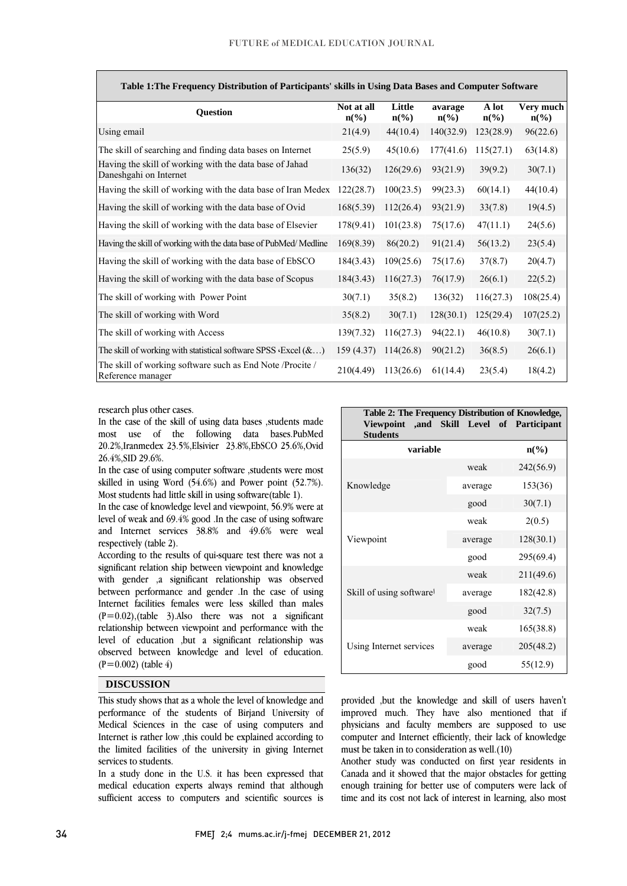| Table 1:The Frequency Distribution of Participants' skills in Using Data Bases and Computer Software | | | | | |
|---|---|---|---|---|---|
| Question | Not at all n(%) | Little n(%) | avarage n(%) | A lot n(%) | Very much n(%) |
| Using email | 21(4.9) | 44(10.4) | 140(32.9) | 123(28.9) | 96(22.6) |
| The skill of searching and finding data bases on Internet | 25(5.9) | 45(10.6) | 177(41.6) | 115(27.1) | 63(14.8) |
| Having the skill of working with the data base of Jahad Daneshgahi on Internet | 136(32) | 126(29.6) | 93(21.9) | 39(9.2) | 30(7.1) |
| Having the skill of working with the data base of Iran Medex | 122(28.7) | 100(23.5) | 99(23.3) | 60(14.1) | 44(10.4) |
| Having the skill of working with the data base of Ovid | 168(5.39) | 112(26.4) | 93(21.9) | 33(7.8) | 19(4.5) |
| Having the skill of working with the data base of Elsevier | 178(9.41) | 101(23.8) | 75(17.6) | 47(11.1) | 24(5.6) |
| Having the skill of working with the data base of PubMed/ Medline | 169(8.39) | 86(20.2) | 91(21.4) | 56(13.2) | 23(5.4) |
| Having the skill of working with the data base of EbSCO | 184(3.43) | 109(25.6) | 75(17.6) | 37(8.7) | 20(4.7) |
| Having the skill of working with the data base of Scopus | 184(3.43) | 116(27.3) | 76(17.9) | 26(6.1) | 22(5.2) |
| The skill of working with Power Point | 30(7.1) | 35(8.2) | 136(32) | 116(27.3) | 108(25.4) |
| The skill of working with Word | 35(8.2) | 30(7.1) | 128(30.1) | 125(29.4) | 107(25.2) |
| The skill of working with Access | 139(7.32) | 116(27.3) | 94(22.1) | 46(10.8) | 30(7.1) |
| The skill of working with statistical software SPSS ،Excel (&…) | 159 (4.37) | 114(26.8) | 90(21.2) | 36(8.5) | 26(6.1) |
| The skill of working software such as End Note /Procite / Reference manager | 210(4.49) | 113(26.6) | 61(14.4) | 23(5.4) | 18(4.2) |

research plus other cases.

In the case of the skill of using data bases ,students made most use of the following data bases.PubMed 20.2%,Iranmedex 23.5%,Elsivier 23.8%,EbSCO 25.6%,Ovid 26.4%,SID 29.6%.

In the case of using computer software ,students were most skilled in using Word (54.6%) and Power point (52.7%). Most students had little skill in using software(table 1).

In the case of knowledge level and viewpoint, 56.9% were at level of weak and 69.4% good .In the case of using software and Internet services 38.8% and 49.6% were weal respectively (table 2).

According to the results of qui-square test there was not a significant relation ship between viewpoint and knowledge with gender ,a significant relationship was observed between performance and gender .In the case of using Internet facilities females were less skilled than males (P=0.02),(table 3).Also there was not a significant relationship between viewpoint and performance with the level of education ,but a significant relationship was observed between knowledge and level of education. (P=0.002) (table 4)

| Table 2: The Frequency Distribution of Knowledge, Viewpoint ,and Skill Level of Participant Students | | |
|---|---|---|
| variable | | n(%) |
| Knowledge | weak | 242(56.9) |
| | average | 153(36) |
| | good | 30(7.1) |
| Viewpoint | weak | 2(0.5) |
| | average | 128(30.1) |
| | good | 295(69.4) |
| Skill of using software | weak | 211(49.6) |
| | average | 182(42.8) |
| | good | 32(7.5) |
| Using Internet services | weak | 165(38.8) |
| | average | 205(48.2) |
| | good | 55(12.9) |

## DISCUSSION

This study shows that as a whole the level of knowledge and performance of the students of Birjand University of Medical Sciences in the case of using computers and Internet is rather low ,this could be explained according to the limited facilities of the university in giving Internet services to students.

In a study done in the U.S. it has been expressed that medical education experts always remind that although sufficient access to computers and scientific sources is provided ,but the knowledge and skill of users haven't improved much. They have also mentioned that if physicians and faculty members are supposed to use computer and Internet efficiently, their lack of knowledge must be taken in to consideration as well.(10)

Another study was conducted on first year residents in Canada and it showed that the major obstacles for getting enough training for better use of computers were lack of time and its cost not lack of interest in learning, also most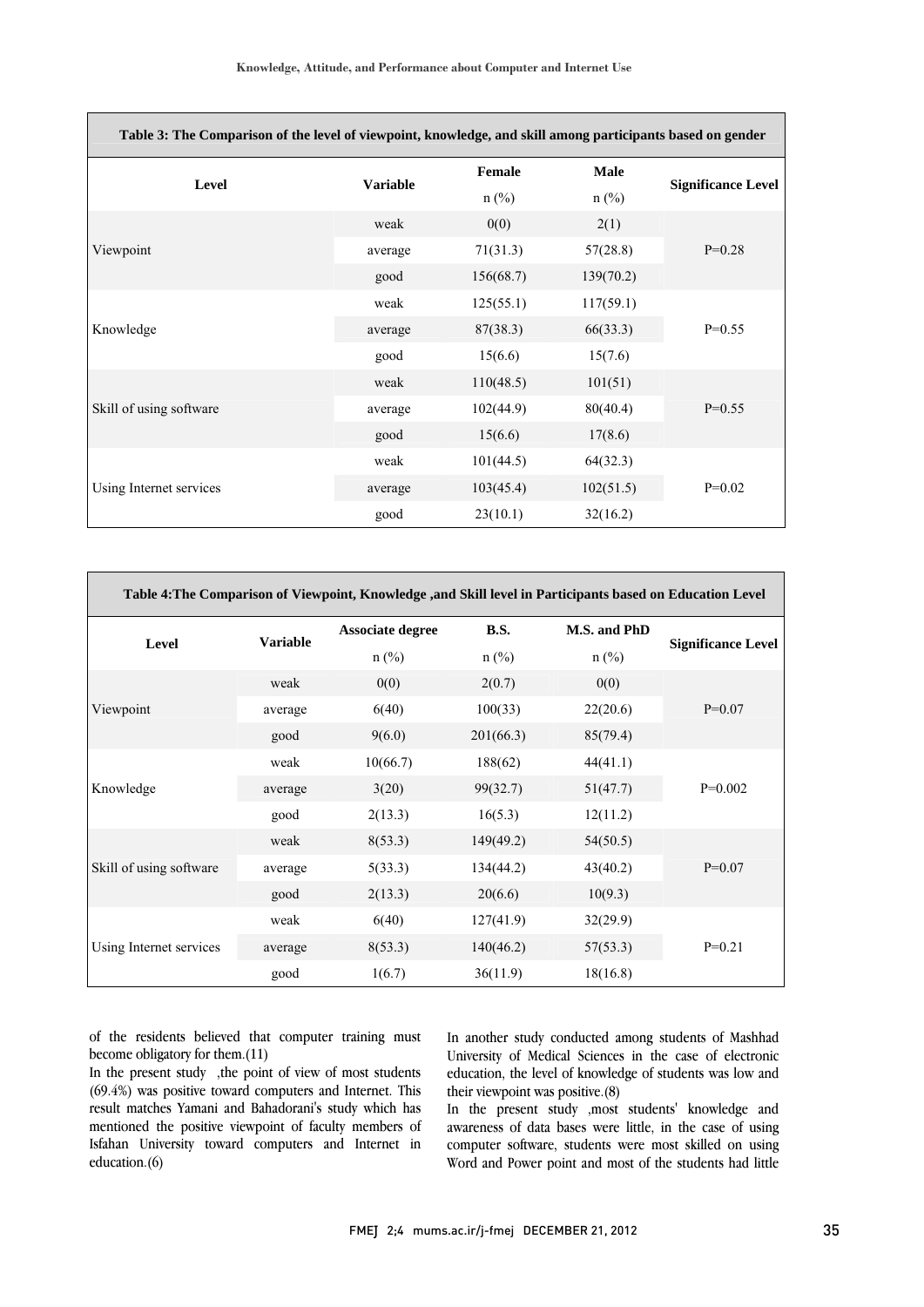**Table 3: The Comparison of the level of viewpoint, knowledge, and skill among participants based on gender**

| Level | Variable | Female n (%) | Male n (%) | Significance Level |
|---|---|---|---|---|
| Viewpoint | weak | 0(0) | 2(1) | P=0.28 |
| | average | 71(31.3) | 57(28.8) | |
| | good | 156(68.7) | 139(70.2) | |
| Knowledge | weak | 125(55.1) | 117(59.1) | P=0.55 |
| | average | 87(38.3) | 66(33.3) | |
| | good | 15(6.6) | 15(7.6) | |
| Skill of using software | weak | 110(48.5) | 101(51) | P=0.55 |
| | average | 102(44.9) | 80(40.4) | |
| | good | 15(6.6) | 17(8.6) | |
| Using Internet services | weak | 101(44.5) | 64(32.3) | P=0.02 |
| | average | 103(45.4) | 102(51.5) | |
| | good | 23(10.1) | 32(16.2) | |

**Table 4:The Comparison of Viewpoint, Knowledge ,and Skill level in Participants based on Education Level**

| Level | Variable | Associate degree n (%) | B.S. n (%) | M.S. and PhD n (%) | Significance Level |
|---|---|---|---|---|---|
| Viewpoint | weak | 0(0) | 2(0.7) | 0(0) | P=0.07 |
| | average | 6(40) | 100(33) | 22(20.6) | |
| | good | 9(6.0) | 201(66.3) | 85(79.4) | |
| Knowledge | weak | 10(66.7) | 188(62) | 44(41.1) | P=0.002 |
| | average | 3(20) | 99(32.7) | 51(47.7) | |
| | good | 2(13.3) | 16(5.3) | 12(11.2) | |
| Skill of using software | weak | 8(53.3) | 149(49.2) | 54(50.5) | P=0.07 |
| | average | 5(33.3) | 134(44.2) | 43(40.2) | |
| | good | 2(13.3) | 20(6.6) | 10(9.3) | |
| Using Internet services | weak | 6(40) | 127(41.9) | 32(29.9) | P=0.21 |
| | average | 8(53.3) | 140(46.2) | 57(53.3) | |
| | good | 1(6.7) | 36(11.9) | 18(16.8) | |

of the residents believed that computer training must become obligatory for them.(11)

In the present study ,the point of view of most students (69.4%) was positive toward computers and Internet. This result matches Yamani and Bahadorani's study which has mentioned the positive viewpoint of faculty members of Isfahan University toward computers and Internet in education.(6)

In another study conducted among students of Mashhad University of Medical Sciences in the case of electronic education, the level of knowledge of students was low and their viewpoint was positive.(8)

In the present study ,most students' knowledge and awareness of data bases were little, in the case of using computer software, students were most skilled on using Word and Power point and most of the students had little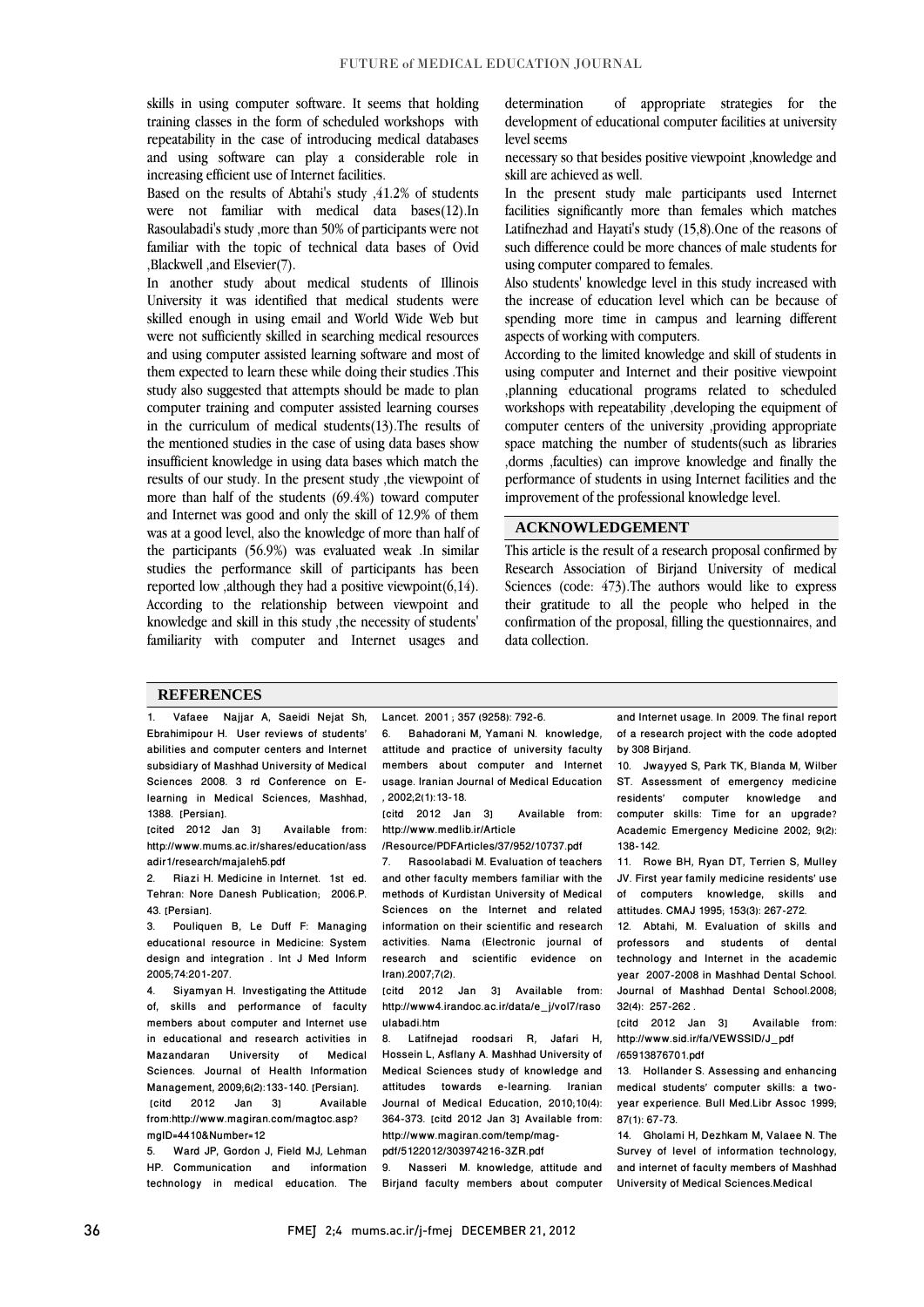skills in using computer software. It seems that holding training classes in the form of scheduled workshops with repeatability in the case of introducing medical databases and using software can play a considerable role in increasing efficient use of Internet facilities.

Based on the results of Abtahi's study ,41.2% of students were not familiar with medical data bases(12).In Rasoulabadi's study ,more than 50% of participants were not familiar with the topic of technical data bases of Ovid ,Blackwell ,and Elsevier(7).

In another study about medical students of Illinois University it was identified that medical students were skilled enough in using email and World Wide Web but were not sufficiently skilled in searching medical resources and using computer assisted learning software and most of them expected to learn these while doing their studies .This study also suggested that attempts should be made to plan computer training and computer assisted learning courses in the curriculum of medical students(13).The results of the mentioned studies in the case of using data bases show insufficient knowledge in using data bases which match the results of our study. In the present study ,the viewpoint of more than half of the students (69.4%) toward computer and Internet was good and only the skill of 12.9% of them was at a good level, also the knowledge of more than half of the participants (56.9%) was evaluated weak .In similar studies the performance skill of participants has been reported low ,although they had a positive viewpoint(6,14). According to the relationship between viewpoint and knowledge and skill in this study ,the necessity of students' familiarity with computer and Internet usages and determination of appropriate strategies for the development of educational computer facilities at university level seems

necessary so that besides positive viewpoint ,knowledge and skill are achieved as well.

In the present study male participants used Internet facilities significantly more than females which matches Latifnezhad and Hayati's study (15,8).One of the reasons of such difference could be more chances of male students for using computer compared to females.

Also students' knowledge level in this study increased with the increase of education level which can be because of spending more time in campus and learning different aspects of working with computers.

According to the limited knowledge and skill of students in using computer and Internet and their positive viewpoint ,planning educational programs related to scheduled workshops with repeatability ,developing the equipment of computer centers of the university ,providing appropriate space matching the number of students(such as libraries ,dorms ,faculties) can improve knowledge and finally the performance of students in using Internet facilities and the improvement of the professional knowledge level.

## ACKNOWLEDGEMENT

This article is the result of a research proposal confirmed by Research Association of Birjand University of medical Sciences (code: 473).The authors would like to express their gratitude to all the people who helped in the confirmation of the proposal, filling the questionnaires, and data collection.

## REFERENCES

1. Vafaee Najjar A, Saeidi Nejat Sh, Ebrahimipour H. User reviews of students' abilities and computer centers and Internet subsidiary of Mashhad University of Medical Sciences 2008. 3 rd Conference on E-learning in Medical Sciences, Mashhad, 1388. [Persian]. [cited 2012 Jan 3] Available from: http://www.mums.ac.ir/shares/education/assadir1/research/majaleh5.pdf
2. Riazi H. Medicine in Internet. 1st ed. Tehran: Nore Danesh Publication; 2006.P. 43. [Persian].
3. Pouliquen B, Le Duff F: Managing educational resource in Medicine: System design and integration . Int J Med Inform 2005;74:201-207.
4. Siyamyan H. Investigating the Attitude of, skills and performance of faculty members about computer and Internet use in educational and research activities in Mazandaran University of Medical Sciences. Journal of Health Information Management, 2009;6(2):133-140. [Persian]. [citd 2012 Jan 3] Available from:http://www.magiran.com/magtoc.asp?mgID=4410&Number=12
5. Ward JP, Gordon J, Field MJ, Lehman HP. Communication and information technology in medical education. The Lancet. 2001 ; 357 (9258): 792-6.
6. Bahadorani M, Yamani N. knowledge, attitude and practice of university faculty members about computer and Internet usage. Iranian Journal of Medical Education , 2002;2(1):13-18. [citd 2012 Jan 3] Available from: http://www.medlib.ir/Article/Resource/PDFArticles/37/952/10737.pdf
7. Rasoolabadi M. Evaluation of teachers and other faculty members familiar with the methods of Kurdistan University of Medical Sciences on the Internet and related information on their scientific and research activities. Nama (Electronic journal of research and scientific evidence on Iran).2007;7(2). [citd 2012 Jan 3] Available from: http://www4.irandoc.ac.ir/data/e_j/vol7/rasoulabadi.htm
8. Latifnejad roodsari R, Jafari H, Hossein L, Asflany A. Mashhad University of Medical Sciences study of knowledge and attitudes towards e-learning. Iranian Journal of Medical Education, 2010;10(4): 364-373. [citd 2012 Jan 3] Available from: http://www.magiran.com/temp/mag-pdf/5122012/303974216-3ZR.pdf
9. Nasseri M. knowledge, attitude and Birjand faculty members about computer and Internet usage. In 2009. The final report of a research project with the code adopted by 308 Birjand.
10. Jwayyed S, Park TK, Blanda M, Wilber ST. Assessment of emergency medicine residents' computer knowledge and computer skills: Time for an upgrade? Academic Emergency Medicine 2002; 9(2): 138-142.
11. Rowe BH, Ryan DT, Terrien S, Mulley JV. First year family medicine residents' use of computers knowledge, skills and attitudes. CMAJ 1995; 153(3): 267-272.
12. Abtahi, M. Evaluation of skills and professors and students of dental technology and Internet in the academic year 2007-2008 in Mashhad Dental School. Journal of Mashhad Dental School.2008; 32(4): 257-262 . [citd 2012 Jan 3] Available from: http://www.sid.ir/fa/VEWSSID/J_pdf/65913876701.pdf
13. Hollander S. Assessing and enhancing medical students' computer skills: a two-year experience. Bull Med.Libr Assoc 1999; 87(1): 67-73.
14. Gholami H, Dezhkam M, Valaee N. The Survey of level of information technology, and internet of faculty members of Mashhad University of Medical Sciences.Medical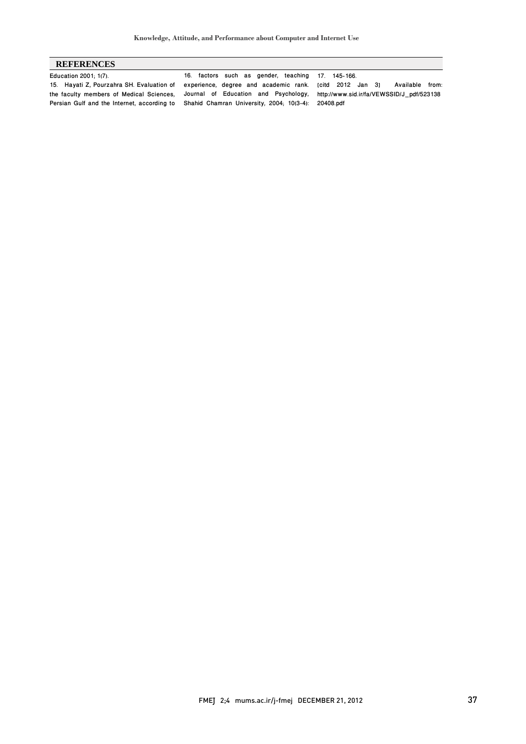## REFERENCES

Education 2001; 1(7).

15. Hayati Z, Pourzahra SH. Evaluation of the faculty members of Medical Sciences, Persian Gulf and the Internet, according to

16. factors such as gender, teaching experience, degree and academic rank. Journal of Education and Psychology, Shahid Chamran University, 2004; 10(3-4):

17. 145-166. [citd 2012 Jan 3] Available from: http://www.sid.ir/fa/VEWSSID/J_pdf/52313820408.pdf